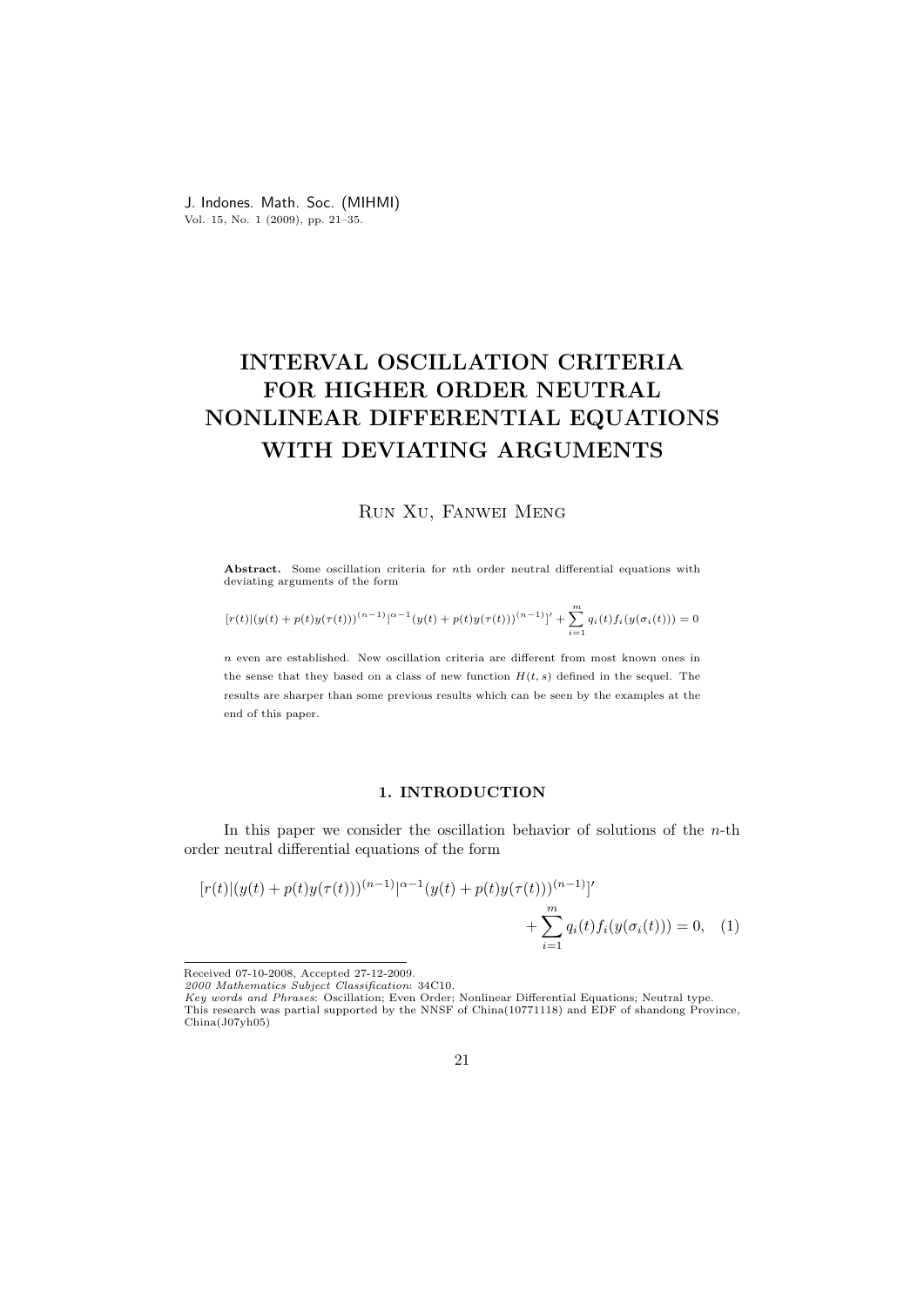# INTERVAL OSCILLATION CRITERIA FOR HIGHER ORDER NEUTRAL NONLINEAR DIFFERENTIAL EQUATIONS WITH DEVIATING ARGUMENTS

Run Xu, Fanwei Meng

**Abstract.** Some oscillation criteria for $n$th order neutral differential equations with deviating arguments of the form

$$[r(t)|(y(t)+p(t)y(\tau(t)))^{(n-1)}|^{\alpha-1}(y(t)+p(t)y(\tau(t)))^{(n-1)}]' + \sum_{i=1}^{m} q_i(t)f_i(y(\sigma_i(t))) = 0$$

$n$ even are established. New oscillation criteria are different from most known ones in the sense that they based on a class of new function $H(t,s)$ defined in the sequel. The results are sharper than some previous results which can be seen by the examples at the end of this paper.

## 1. INTRODUCTION

In this paper we consider the oscillation behavior of solutions of the $n$-th order neutral differential equations of the form

$$[r(t)|(y(t)+p(t)y(\tau(t)))^{(n-1)}|^{\alpha-1}(y(t)+p(t)y(\tau(t)))^{(n-1)}]' + \sum_{i=1}^{m} q_i(t)f_i(y(\sigma_i(t))) = 0, \quad (1)$$

---

Received 07-10-2008, Accepted 27-12-2009.

*2000 Mathematics Subject Classification*: 34C10.

*Key words and Phrases*: Oscillation; Even Order; Nonlinear Differential Equations; Neutral type.

This research was partial supported by the NNSF of China(10771118) and EDF of shandong Province, China(J07yh05)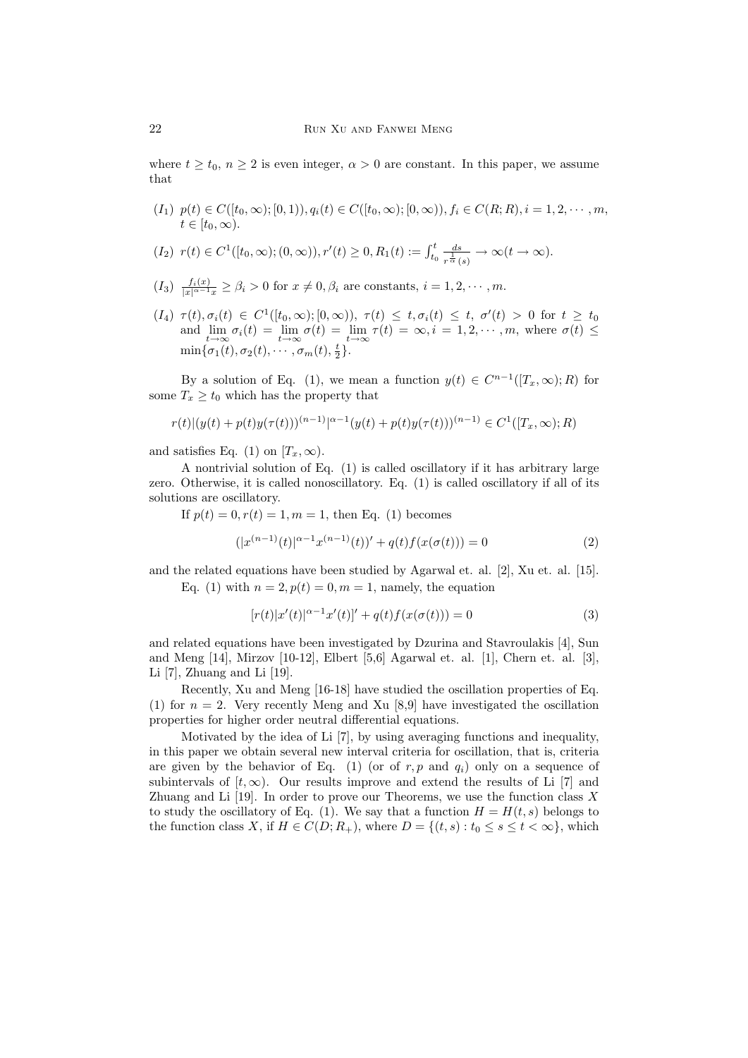where $t \geq t_0$, $n \geq 2$ is even integer, $\alpha > 0$ are constant. In this paper, we assume that

$(I_1)$ $p(t) \in C([t_0, \infty); [0, 1)), q_i(t) \in C([t_0, \infty); [0, \infty)), f_i \in C(R; R), i = 1, 2, \cdots, m,$ $t \in [t_0, \infty)$.

$(I_2)$ $r(t) \in C^1([t_0, \infty); (0, \infty)), r'(t) \geq 0, R_1(t) := \int_{t_0}^{t} \frac{ds}{r^{\frac{1}{\alpha}}(s)} \to \infty (t \to \infty)$.

$(I_3)$ $\frac{f_i(x)}{|x|^{\alpha-1}x} \geq \beta_i > 0$ for $x \neq 0, \beta_i$ are constants, $i = 1, 2, \cdots, m$.

$(I_4)$ $\tau(t), \sigma_i(t) \in C^1([t_0, \infty); [0, \infty)),\ \tau(t) \leq t, \sigma_i(t) \leq t,\ \sigma'(t) > 0$ for $t \geq t_0$ and $\lim\limits_{t\to\infty} \sigma_i(t) = \lim\limits_{t\to\infty} \sigma(t) = \lim\limits_{t\to\infty} \tau(t) = \infty, i = 1, 2, \cdots, m$, where $\sigma(t) \leq \min\{\sigma_1(t), \sigma_2(t), \cdots, \sigma_m(t), \frac{t}{2}\}$.

By a solution of Eq. (1), we mean a function $y(t) \in C^{n-1}([T_x, \infty); R)$ for some $T_x \geq t_0$ which has the property that

$$r(t)|(y(t) + p(t)y(\tau(t)))^{(n-1)}|^{\alpha-1}(y(t) + p(t)y(\tau(t)))^{(n-1)} \in C^1([T_x, \infty); R)$$

and satisfies Eq. (1) on $[T_x, \infty)$.

A nontrivial solution of Eq. (1) is called oscillatory if it has arbitrary large zero. Otherwise, it is called nonoscillatory. Eq. (1) is called oscillatory if all of its solutions are oscillatory.

If $p(t) = 0, r(t) = 1, m = 1$, then Eq. (1) becomes

$$(|x^{(n-1)}(t)|^{\alpha-1}x^{(n-1)}(t))' + q(t)f(x(\sigma(t))) = 0 \tag{2}$$

and the related equations have been studied by Agarwal et. al. [2], Xu et. al. [15].

Eq. (1) with $n = 2, p(t) = 0, m = 1$, namely, the equation

$$[r(t)|x'(t)|^{\alpha-1}x'(t)]' + q(t)f(x(\sigma(t))) = 0 \tag{3}$$

and related equations have been investigated by Dzurina and Stavroulakis [4], Sun and Meng [14], Mirzov [10-12], Elbert [5,6] Agarwal et. al. [1], Chern et. al. [3], Li [7], Zhuang and Li [19].

Recently, Xu and Meng [16-18] have studied the oscillation properties of Eq. (1) for $n = 2$. Very recently Meng and Xu [8,9] have investigated the oscillation properties for higher order neutral differential equations.

Motivated by the idea of Li [7], by using averaging functions and inequality, in this paper we obtain several new interval criteria for oscillation, that is, criteria are given by the behavior of Eq. (1) (or of $r, p$ and $q_i$) only on a sequence of subintervals of $[t, \infty)$. Our results improve and extend the results of Li [7] and Zhuang and Li [19]. In order to prove our Theorems, we use the function class $X$ to study the oscillatory of Eq. (1). We say that a function $H = H(t, s)$ belongs to the function class $X$, if $H \in C(D; R_+)$, where $D = \{(t, s) : t_0 \leq s \leq t < \infty\}$, which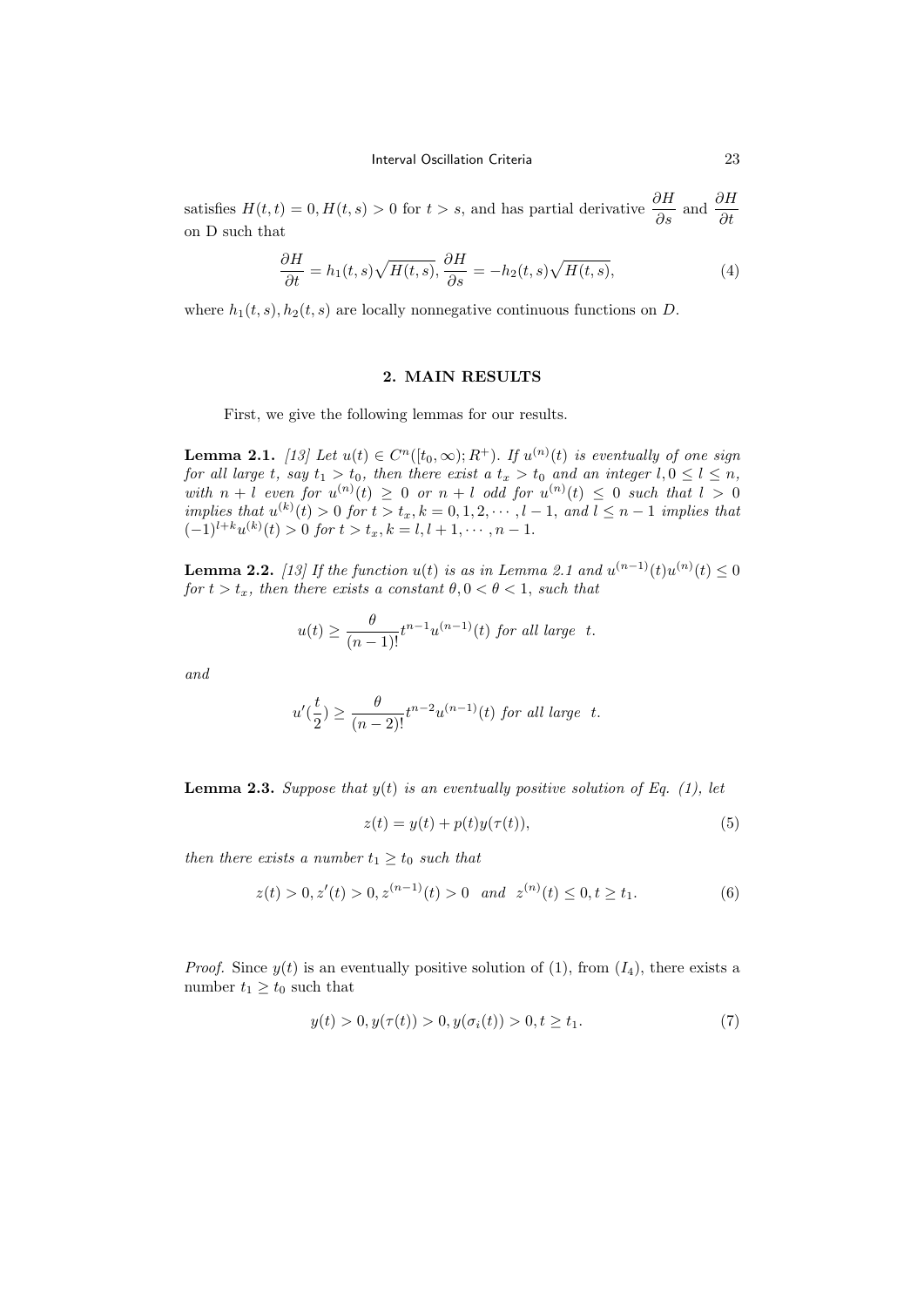satisfies $H(t,t) = 0, H(t,s) > 0$ for $t > s$, and has partial derivative $\dfrac{\partial H}{\partial s}$ and $\dfrac{\partial H}{\partial t}$ on D such that

$$\frac{\partial H}{\partial t} = h_1(t,s)\sqrt{H(t,s)}, \frac{\partial H}{\partial s} = -h_2(t,s)\sqrt{H(t,s)}, \tag{4}$$

where $h_1(t,s), h_2(t,s)$ are locally nonnegative continuous functions on $D$.

## 2. MAIN RESULTS

First, we give the following lemmas for our results.

**Lemma 2.1.** *[13] Let $u(t) \in C^n([t_0,\infty); R^+)$. If $u^{(n)}(t)$ is eventually of one sign for all large $t$, say $t_1 > t_0$, then there exist a $t_x > t_0$ and an integer $l, 0 \le l \le n$, with $n+l$ even for $u^{(n)}(t) \ge 0$ or $n+l$ odd for $u^{(n)}(t) \le 0$ such that $l > 0$ implies that $u^{(k)}(t) > 0$ for $t > t_x, k = 0,1,2,\cdots,l-1$, and $l \le n-1$ implies that $(-1)^{l+k}u^{(k)}(t) > 0$ for $t > t_x, k = l, l+1, \cdots, n-1$.*

**Lemma 2.2.** *[13] If the function $u(t)$ is as in Lemma 2.1 and $u^{(n-1)}(t)u^{(n)}(t) \le 0$ for $t > t_x$, then there exists a constant $\theta, 0 < \theta < 1$, such that*

$$u(t) \ge \frac{\theta}{(n-1)!}t^{n-1}u^{(n-1)}(t) \text{ for all large } t.$$

*and*

$$u'(\frac{t}{2}) \ge \frac{\theta}{(n-2)!}t^{n-2}u^{(n-1)}(t) \text{ for all large } t.$$

**Lemma 2.3.** *Suppose that $y(t)$ is an eventually positive solution of Eq. (1), let*

$$z(t) = y(t) + p(t)y(\tau(t)), \tag{5}$$

*then there exists a number $t_1 \ge t_0$ such that*

$$z(t) > 0, z'(t) > 0, z^{(n-1)}(t) > 0 \text{ and } z^{(n)}(t) \le 0, t \ge t_1. \tag{6}$$

*Proof.* Since $y(t)$ is an eventually positive solution of (1), from $(I_4)$, there exists a number $t_1 \ge t_0$ such that

$$y(t) > 0, y(\tau(t)) > 0, y(\sigma_i(t)) > 0, t \ge t_1. \tag{7}$$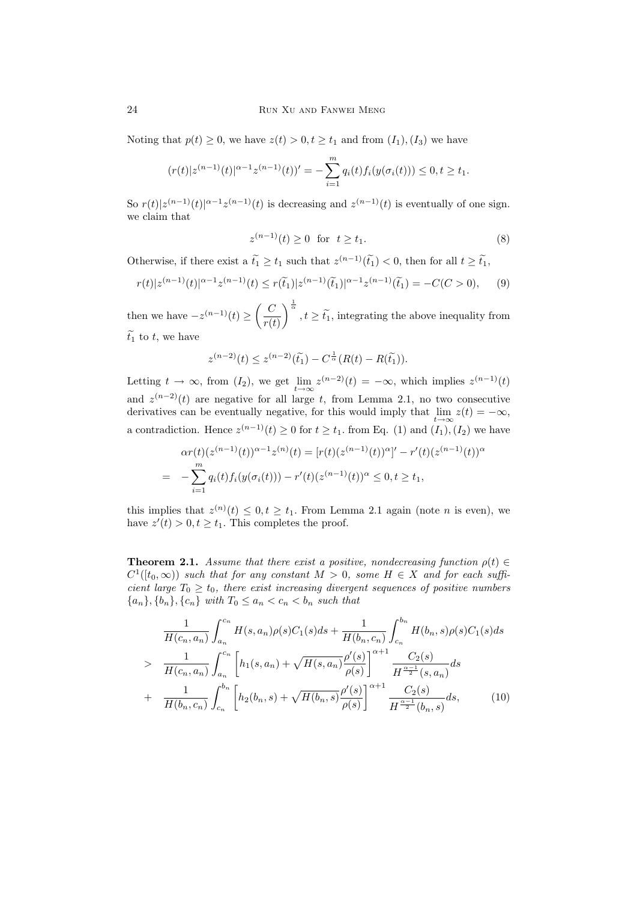Noting that $p(t) \geq 0$, we have $z(t) > 0, t \geq t_1$ and from $(I_1), (I_3)$ we have

$$(r(t)|z^{(n-1)}(t)|^{\alpha-1}z^{(n-1)}(t))' = -\sum_{i=1}^{m} q_i(t)f_i(y(\sigma_i(t))) \leq 0, t \geq t_1.$$

So $r(t)|z^{(n-1)}(t)|^{\alpha-1}z^{(n-1)}(t)$ is decreasing and $z^{(n-1)}(t)$ is eventually of one sign. we claim that

$$z^{(n-1)}(t) \geq 0 \ \text{ for } \ t \geq t_1. \tag{8}$$

Otherwise, if there exist a $\widetilde{t_1} \geq t_1$ such that $z^{(n-1)}(\widetilde{t_1}) < 0$, then for all $t \geq \widetilde{t_1}$,

$$r(t)|z^{(n-1)}(t)|^{\alpha-1}z^{(n-1)}(t) \leq r(\widetilde{t_1})|z^{(n-1)}(\widetilde{t_1})|^{\alpha-1}z^{(n-1)}(\widetilde{t_1}) = -C(C > 0), \tag{9}$$

then we have $-z^{(n-1)}(t) \geq \left(\dfrac{C}{r(t)}\right)^{\frac{1}{\alpha}}, t \geq \widetilde{t_1}$, integrating the above inequality from $\widetilde{t_1}$ to $t$, we have

$$z^{(n-2)}(t) \leq z^{(n-2)}(\widetilde{t_1}) - C^{\frac{1}{\alpha}}(R(t) - R(\widetilde{t_1})).$$

Letting $t \to \infty$, from $(I_2)$, we get $\lim\limits_{t\to\infty} z^{(n-2)}(t) = -\infty$, which implies $z^{(n-1)}(t)$ and $z^{(n-2)}(t)$ are negative for all large $t$, from Lemma 2.1, no two consecutive derivatives can be eventually negative, for this would imply that $\lim\limits_{t\to\infty} z(t) = -\infty$, a contradiction. Hence $z^{(n-1)}(t) \geq 0$ for $t \geq t_1$. from Eq. (1) and $(I_1), (I_2)$ we have

$$\begin{aligned}
&\alpha r(t)(z^{(n-1)}(t))^{\alpha-1}z^{(n)}(t) = [r(t)(z^{(n-1)}(t))^{\alpha}]' - r'(t)(z^{(n-1)}(t))^{\alpha} \\
= \quad & -\sum_{i=1}^{m} q_i(t)f_i(y(\sigma_i(t))) - r'(t)(z^{(n-1)}(t))^{\alpha} \leq 0, t \geq t_1,
\end{aligned}$$

this implies that $z^{(n)}(t) \leq 0, t \geq t_1$. From Lemma 2.1 again (note $n$ is even), we have $z'(t) > 0, t \geq t_1$. This completes the proof.

**Theorem 2.1.** *Assume that there exist a positive, nondecreasing function $\rho(t) \in C^1([t_0, \infty))$ such that for any constant $M > 0$, some $H \in X$ and for each sufficient large $T_0 \geq t_0$, there exist increasing divergent sequences of positive numbers $\{a_n\}, \{b_n\}, \{c_n\}$ with $T_0 \leq a_n < c_n < b_n$ such that*

$$\begin{aligned}
& \frac{1}{H(c_n, a_n)} \int_{a_n}^{c_n} H(s, a_n)\rho(s)C_1(s)ds + \frac{1}{H(b_n, c_n)} \int_{c_n}^{b_n} H(b_n, s)\rho(s)C_1(s)ds \\
> \quad & \frac{1}{H(c_n, a_n)} \int_{a_n}^{c_n} \left[h_1(s, a_n) + \sqrt{H(s, a_n)}\frac{\rho'(s)}{\rho(s)}\right]^{\alpha+1} \frac{C_2(s)}{H^{\frac{\alpha-1}{2}}(s, a_n)}ds \\
+ \quad & \frac{1}{H(b_n, c_n)} \int_{c_n}^{b_n} \left[h_2(b_n, s) + \sqrt{H(b_n, s)}\frac{\rho'(s)}{\rho(s)}\right]^{\alpha+1} \frac{C_2(s)}{H^{\frac{\alpha-1}{2}}(b_n, s)}ds,
\end{aligned} \tag{10}$$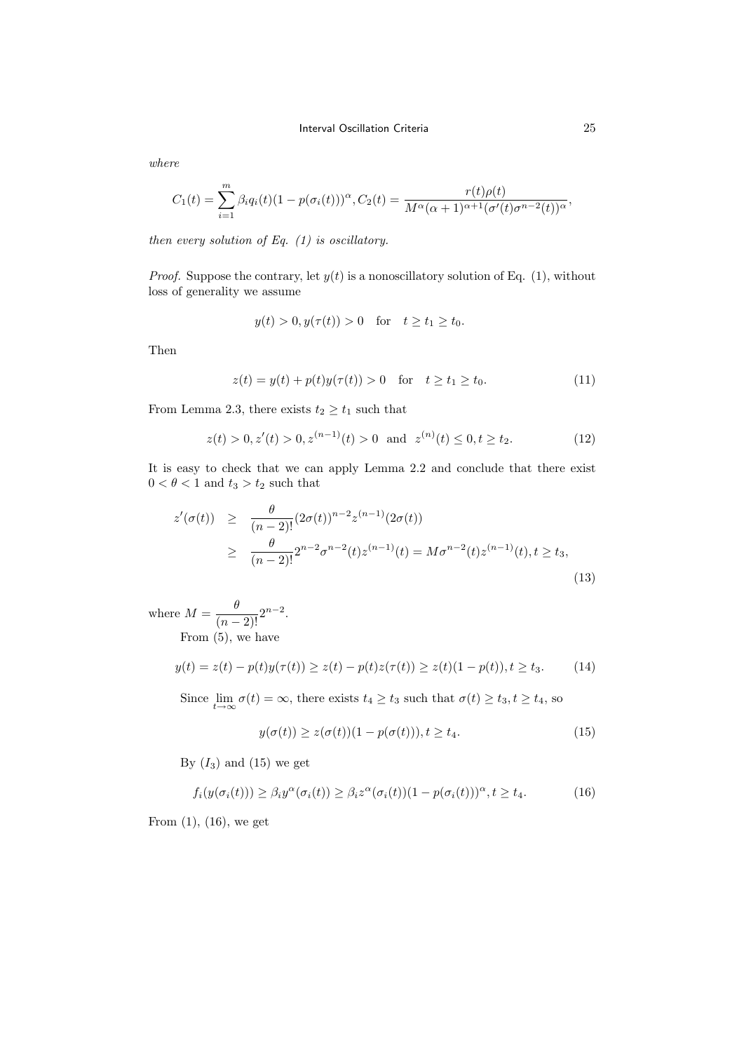*where*

$$C_1(t) = \sum_{i=1}^{m} \beta_i q_i(t)(1 - p(\sigma_i(t)))^{\alpha}, C_2(t) = \frac{r(t)\rho(t)}{M^{\alpha}(\alpha+1)^{\alpha+1}(\sigma'(t)\sigma^{n-2}(t))^{\alpha}},$$

*then every solution of Eq. (1) is oscillatory.*

*Proof.* Suppose the contrary, let $y(t)$ is a nonoscillatory solution of Eq. (1), without loss of generality we assume

$$y(t) > 0, y(\tau(t)) > 0 \quad \text{for} \quad t \geq t_1 \geq t_0.$$

Then

$$z(t) = y(t) + p(t)y(\tau(t)) > 0 \quad \text{for} \quad t \geq t_1 \geq t_0. \tag{11}$$

From Lemma 2.3, there exists $t_2 \geq t_1$ such that

$$z(t) > 0, z'(t) > 0, z^{(n-1)}(t) > 0 \text{ and } z^{(n)}(t) \leq 0, t \geq t_2. \tag{12}$$

It is easy to check that we can apply Lemma 2.2 and conclude that there exist $0 < \theta < 1$ and $t_3 > t_2$ such that

$$\begin{aligned} z'(\sigma(t)) &\geq \frac{\theta}{(n-2)!}(2\sigma(t))^{n-2} z^{(n-1)}(2\sigma(t)) \\ &\geq \frac{\theta}{(n-2)!} 2^{n-2}\sigma^{n-2}(t) z^{(n-1)}(t) = M\sigma^{n-2}(t) z^{(n-1)}(t), t \geq t_3, \end{aligned} \tag{13}$$

where $M = \dfrac{\theta}{(n-2)!}2^{n-2}$.

From (5), we have

$$y(t) = z(t) - p(t)y(\tau(t)) \geq z(t) - p(t)z(\tau(t)) \geq z(t)(1 - p(t)), t \geq t_3. \tag{14}$$

Since $\lim_{t\to\infty} \sigma(t) = \infty$, there exists $t_4 \geq t_3$ such that $\sigma(t) \geq t_3, t \geq t_4$, so

$$y(\sigma(t)) \geq z(\sigma(t))(1 - p(\sigma(t))), t \geq t_4. \tag{15}$$

By $(I_3)$ and (15) we get

$$f_i(y(\sigma_i(t))) \geq \beta_i y^{\alpha}(\sigma_i(t)) \geq \beta_i z^{\alpha}(\sigma_i(t))(1 - p(\sigma_i(t)))^{\alpha}, t \geq t_4. \tag{16}$$

From (1), (16), we get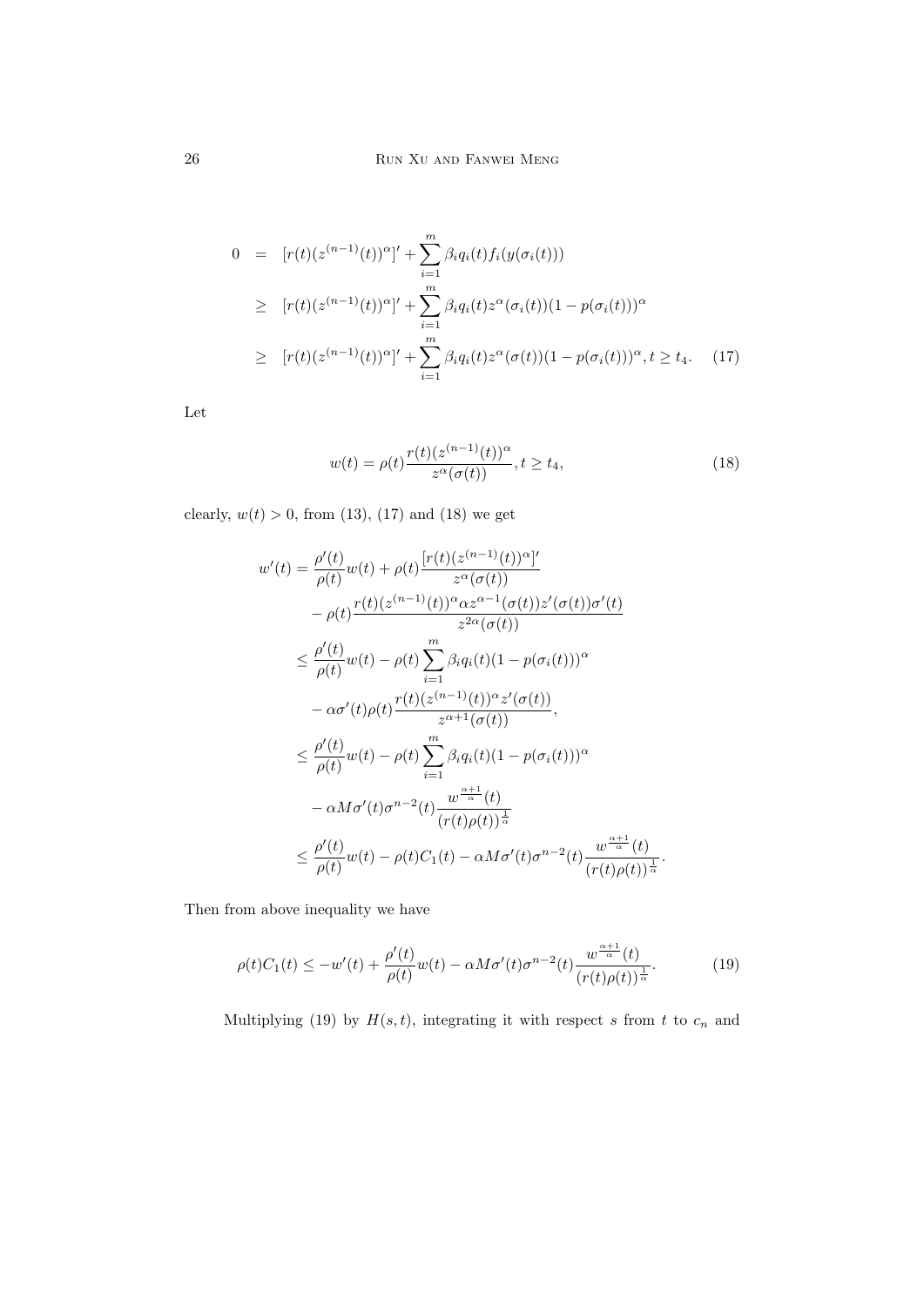$$
\begin{aligned}
0 &= [r(t)(z^{(n-1)}(t))^{\alpha}]' + \sum_{i=1}^{m} \beta_i q_i(t) f_i(y(\sigma_i(t))) \\
&\geq [r(t)(z^{(n-1)}(t))^{\alpha}]' + \sum_{i=1}^{m} \beta_i q_i(t) z^{\alpha}(\sigma_i(t))(1-p(\sigma_i(t)))^{\alpha} \\
&\geq [r(t)(z^{(n-1)}(t))^{\alpha}]' + \sum_{i=1}^{m} \beta_i q_i(t) z^{\alpha}(\sigma(t))(1-p(\sigma_i(t)))^{\alpha}, t \geq t_4. \quad (17)
\end{aligned}
$$

Let

$$
w(t) = \rho(t) \frac{r(t)(z^{(n-1)}(t))^{\alpha}}{z^{\alpha}(\sigma(t))}, t \geq t_4, \tag{18}
$$

clearly, $w(t) > 0$, from (13), (17) and (18) we get

$$
\begin{aligned}
w'(t) &= \frac{\rho'(t)}{\rho(t)} w(t) + \rho(t) \frac{[r(t)(z^{(n-1)}(t))^{\alpha}]'}{z^{\alpha}(\sigma(t))} \\
&\quad - \rho(t) \frac{r(t)(z^{(n-1)}(t))^{\alpha} \alpha z^{\alpha-1}(\sigma(t)) z'(\sigma(t)) \sigma'(t)}{z^{2\alpha}(\sigma(t))} \\
&\leq \frac{\rho'(t)}{\rho(t)} w(t) - \rho(t) \sum_{i=1}^{m} \beta_i q_i(t)(1-p(\sigma_i(t)))^{\alpha} \\
&\quad - \alpha \sigma'(t) \rho(t) \frac{r(t)(z^{(n-1)}(t))^{\alpha} z'(\sigma(t))}{z^{\alpha+1}(\sigma(t))}, \\
&\leq \frac{\rho'(t)}{\rho(t)} w(t) - \rho(t) \sum_{i=1}^{m} \beta_i q_i(t)(1-p(\sigma_i(t)))^{\alpha} \\
&\quad - \alpha M \sigma'(t) \sigma^{n-2}(t) \frac{w^{\frac{\alpha+1}{\alpha}}(t)}{(r(t)\rho(t))^{\frac{1}{\alpha}}} \\
&\leq \frac{\rho'(t)}{\rho(t)} w(t) - \rho(t) C_1(t) - \alpha M \sigma'(t) \sigma^{n-2}(t) \frac{w^{\frac{\alpha+1}{\alpha}}(t)}{(r(t)\rho(t))^{\frac{1}{\alpha}}}.
\end{aligned}
$$

Then from above inequality we have

$$
\rho(t) C_1(t) \leq -w'(t) + \frac{\rho'(t)}{\rho(t)} w(t) - \alpha M \sigma'(t) \sigma^{n-2}(t) \frac{w^{\frac{\alpha+1}{\alpha}}(t)}{(r(t)\rho(t))^{\frac{1}{\alpha}}}. \tag{19}
$$

Multiplying (19) by $H(s,t)$, integrating it with respect $s$ from $t$ to $c_n$ and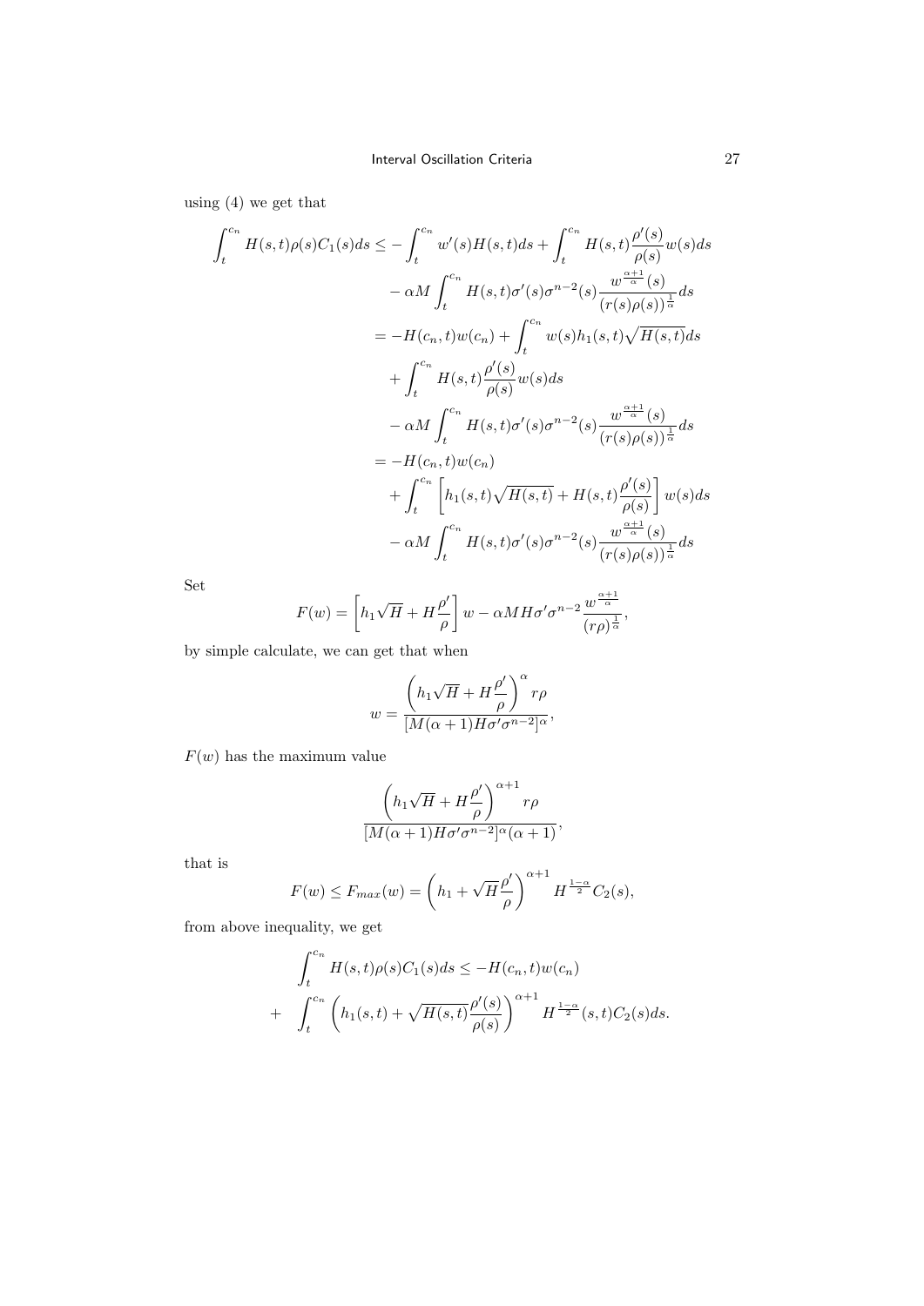using (4) we get that

$$
\begin{aligned}
\int_t^{c_n} H(s,t)\rho(s)C_1(s)ds \leq & -\int_t^{c_n} w'(s)H(s,t)ds + \int_t^{c_n} H(s,t)\frac{\rho'(s)}{\rho(s)}w(s)ds \\
& - \alpha M \int_t^{c_n} H(s,t)\sigma'(s)\sigma^{n-2}(s)\frac{w^{\frac{\alpha+1}{\alpha}}(s)}{(r(s)\rho(s))^{\frac{1}{\alpha}}}ds \\
= & -H(c_n,t)w(c_n) + \int_t^{c_n} w(s)h_1(s,t)\sqrt{H(s,t)}ds \\
& + \int_t^{c_n} H(s,t)\frac{\rho'(s)}{\rho(s)}w(s)ds \\
& - \alpha M \int_t^{c_n} H(s,t)\sigma'(s)\sigma^{n-2}(s)\frac{w^{\frac{\alpha+1}{\alpha}}(s)}{(r(s)\rho(s))^{\frac{1}{\alpha}}}ds \\
= & -H(c_n,t)w(c_n) \\
& + \int_t^{c_n} \left[h_1(s,t)\sqrt{H(s,t)} + H(s,t)\frac{\rho'(s)}{\rho(s)}\right]w(s)ds \\
& - \alpha M \int_t^{c_n} H(s,t)\sigma'(s)\sigma^{n-2}(s)\frac{w^{\frac{\alpha+1}{\alpha}}(s)}{(r(s)\rho(s))^{\frac{1}{\alpha}}}ds
\end{aligned}
$$

Set

$$
F(w) = \left[h_1\sqrt{H} + H\frac{\rho'}{\rho}\right]w - \alpha M H\sigma'\sigma^{n-2}\frac{w^{\frac{\alpha+1}{\alpha}}}{(r\rho)^{\frac{1}{\alpha}}},
$$

by simple calculate, we can get that when

$$
w = \frac{\left(h_1\sqrt{H} + H\frac{\rho'}{\rho}\right)^{\alpha} r\rho}{[M(\alpha+1)H\sigma'\sigma^{n-2}]^{\alpha}},
$$

$F(w)$ has the maximum value

$$
\frac{\left(h_1\sqrt{H} + H\frac{\rho'}{\rho}\right)^{\alpha+1} r\rho}{[M(\alpha+1)H\sigma'\sigma^{n-2}]^{\alpha}(\alpha+1)},
$$

that is

$$
F(w) \leq F_{max}(w) = \left(h_1 + \sqrt{H}\frac{\rho'}{\rho}\right)^{\alpha+1} H^{\frac{1-\alpha}{2}}C_2(s),
$$

from above inequality, we get

$$
\begin{aligned}
& \int_t^{c_n} H(s,t)\rho(s)C_1(s)ds \leq -H(c_n,t)w(c_n) \\
+ \quad & \int_t^{c_n} \left(h_1(s,t) + \sqrt{H(s,t)}\frac{\rho'(s)}{\rho(s)}\right)^{\alpha+1} H^{\frac{1-\alpha}{2}}(s,t)C_2(s)ds.
\end{aligned}
$$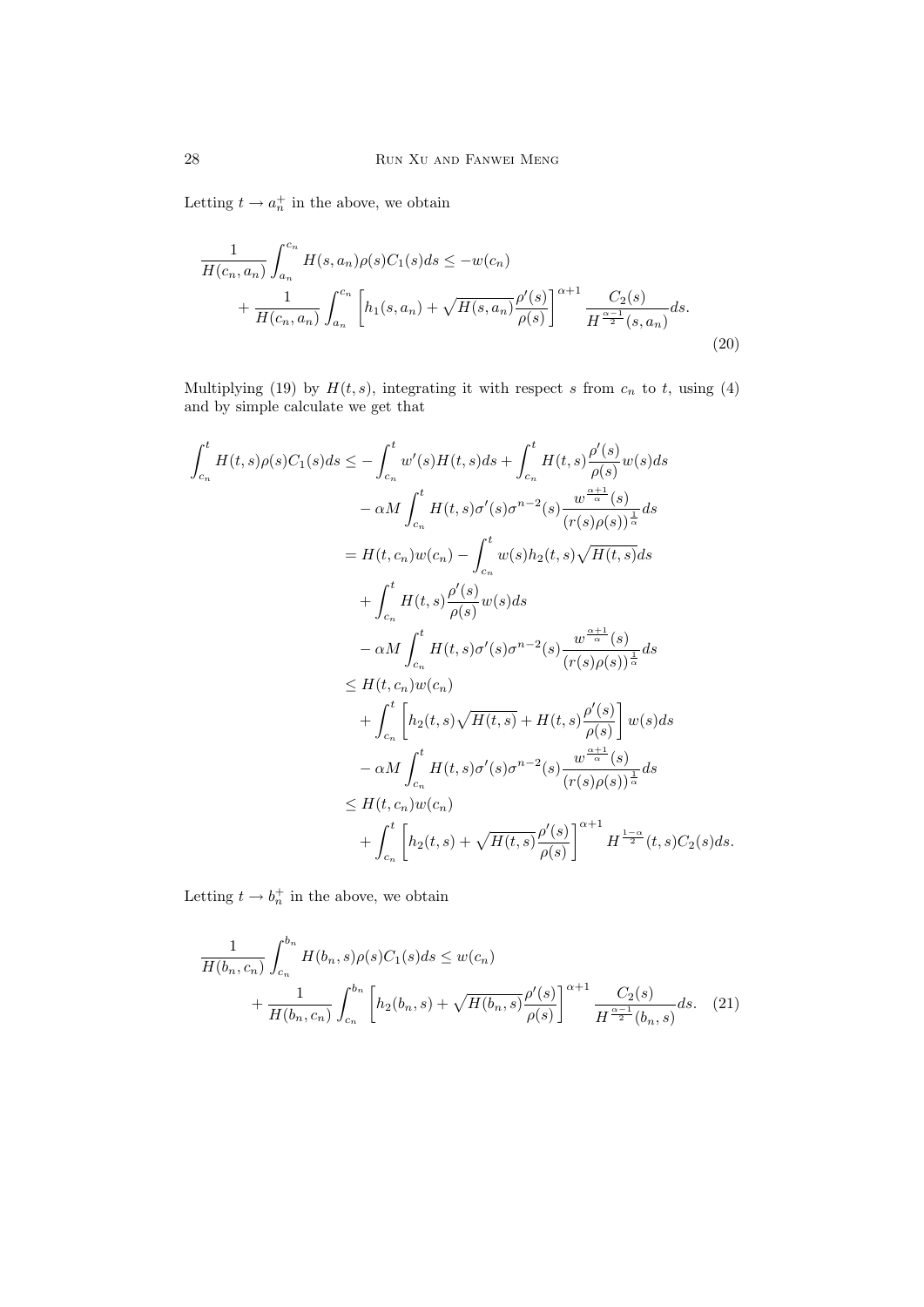Letting $t \to a_n^+$ in the above, we obtain

$$
\begin{aligned}
\frac{1}{H(c_n, a_n)} \int_{a_n}^{c_n} H(s, a_n)\rho(s)C_1(s)ds &\le -w(c_n) \\
&+ \frac{1}{H(c_n, a_n)} \int_{a_n}^{c_n} \left[h_1(s, a_n) + \sqrt{H(s, a_n)}\frac{\rho'(s)}{\rho(s)}\right]^{\alpha+1} \frac{C_2(s)}{H^{\frac{\alpha-1}{2}}(s, a_n)} ds.
\end{aligned} \tag{20}
$$

Multiplying (19) by $H(t, s)$, integrating it with respect $s$ from $c_n$ to $t$, using (4) and by simple calculate we get that

$$
\begin{aligned}
\int_{c_n}^{t} H(t, s)\rho(s)C_1(s)ds \le& -\int_{c_n}^{t} w'(s)H(t, s)ds + \int_{c_n}^{t} H(t, s)\frac{\rho'(s)}{\rho(s)}w(s)ds \\
&- \alpha M \int_{c_n}^{t} H(t, s)\sigma'(s)\sigma^{n-2}(s)\frac{w^{\frac{\alpha+1}{\alpha}}(s)}{(r(s)\rho(s))^{\frac{1}{\alpha}}} ds \\
=& H(t, c_n)w(c_n) - \int_{c_n}^{t} w(s)h_2(t, s)\sqrt{H(t, s)}ds \\
&+ \int_{c_n}^{t} H(t, s)\frac{\rho'(s)}{\rho(s)}w(s)ds \\
&- \alpha M \int_{c_n}^{t} H(t, s)\sigma'(s)\sigma^{n-2}(s)\frac{w^{\frac{\alpha+1}{\alpha}}(s)}{(r(s)\rho(s))^{\frac{1}{\alpha}}} ds \\
\le& H(t, c_n)w(c_n) \\
&+ \int_{c_n}^{t} \left[h_2(t, s)\sqrt{H(t, s)} + H(t, s)\frac{\rho'(s)}{\rho(s)}\right] w(s)ds \\
&- \alpha M \int_{c_n}^{t} H(t, s)\sigma'(s)\sigma^{n-2}(s)\frac{w^{\frac{\alpha+1}{\alpha}}(s)}{(r(s)\rho(s))^{\frac{1}{\alpha}}} ds \\
\le& H(t, c_n)w(c_n) \\
&+ \int_{c_n}^{t} \left[h_2(t, s) + \sqrt{H(t, s)}\frac{\rho'(s)}{\rho(s)}\right]^{\alpha+1} H^{\frac{1-\alpha}{2}}(t, s)C_2(s)ds.
\end{aligned}
$$

Letting $t \to b_n^+$ in the above, we obtain

$$
\begin{aligned}
\frac{1}{H(b_n, c_n)} \int_{c_n}^{b_n} H(b_n, s)\rho(s)C_1(s)ds &\le w(c_n) \\
&+ \frac{1}{H(b_n, c_n)} \int_{c_n}^{b_n} \left[h_2(b_n, s) + \sqrt{H(b_n, s)}\frac{\rho'(s)}{\rho(s)}\right]^{\alpha+1} \frac{C_2(s)}{H^{\frac{\alpha-1}{2}}(b_n, s)} ds.
\end{aligned} \tag{21}
$$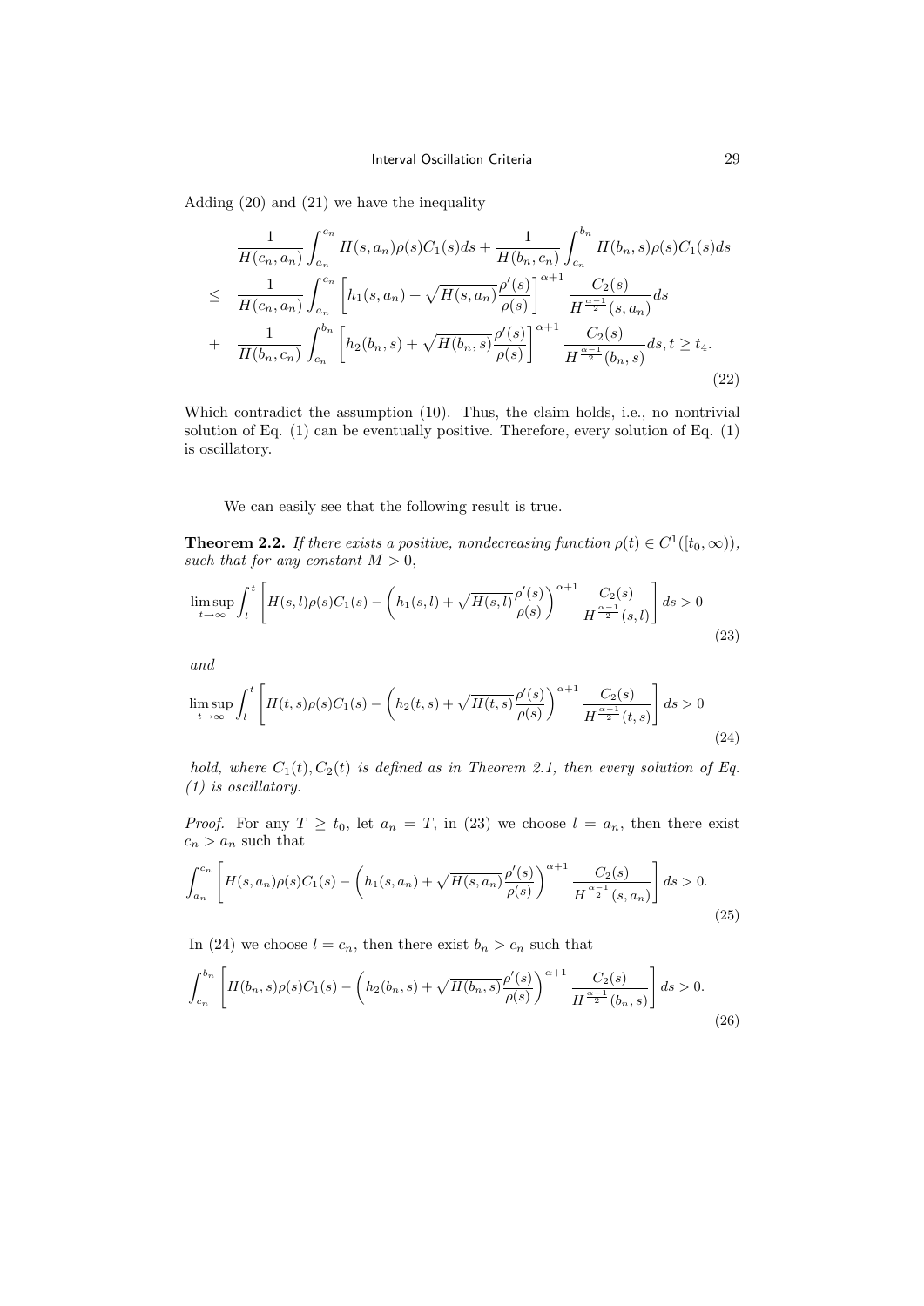Adding (20) and (21) we have the inequality

$$
\begin{aligned}
& \frac{1}{H(c_n,a_n)}\int_{a_n}^{c_n} H(s,a_n)\rho(s)C_1(s)ds + \frac{1}{H(b_n,c_n)}\int_{c_n}^{b_n} H(b_n,s)\rho(s)C_1(s)ds \\
\leq\ & \frac{1}{H(c_n,a_n)}\int_{a_n}^{c_n}\left[h_1(s,a_n)+\sqrt{H(s,a_n)}\frac{\rho'(s)}{\rho(s)}\right]^{\alpha+1}\frac{C_2(s)}{H^{\frac{\alpha-1}{2}}(s,a_n)}ds \\
+\ & \frac{1}{H(b_n,c_n)}\int_{c_n}^{b_n}\left[h_2(b_n,s)+\sqrt{H(b_n,s)}\frac{\rho'(s)}{\rho(s)}\right]^{\alpha+1}\frac{C_2(s)}{H^{\frac{\alpha-1}{2}}(b_n,s)}ds, t \geq t_4.
\end{aligned} \tag{22}
$$

Which contradict the assumption (10). Thus, the claim holds, i.e., no nontrivial solution of Eq. (1) can be eventually positive. Therefore, every solution of Eq. (1) is oscillatory.

We can easily see that the following result is true.

**Theorem 2.2.** *If there exists a positive, nondecreasing function $\rho(t) \in C^1([t_0,\infty))$, such that for any constant $M > 0$,*

$$
\limsup_{t\to\infty}\int_l^t\left[H(s,l)\rho(s)C_1(s)-\left(h_1(s,l)+\sqrt{H(s,l)}\frac{\rho'(s)}{\rho(s)}\right)^{\alpha+1}\frac{C_2(s)}{H^{\frac{\alpha-1}{2}}(s,l)}\right]ds > 0 \tag{23}
$$

*and*

$$
\limsup_{t\to\infty}\int_l^t\left[H(t,s)\rho(s)C_1(s)-\left(h_2(t,s)+\sqrt{H(t,s)}\frac{\rho'(s)}{\rho(s)}\right)^{\alpha+1}\frac{C_2(s)}{H^{\frac{\alpha-1}{2}}(t,s)}\right]ds > 0 \tag{24}
$$

*hold, where $C_1(t), C_2(t)$ is defined as in Theorem 2.1, then every solution of Eq. (1) is oscillatory.*

*Proof.* For any $T \geq t_0$, let $a_n = T$, in (23) we choose $l = a_n$, then there exist $c_n > a_n$ such that

$$
\int_{a_n}^{c_n}\left[H(s,a_n)\rho(s)C_1(s)-\left(h_1(s,a_n)+\sqrt{H(s,a_n)}\frac{\rho'(s)}{\rho(s)}\right)^{\alpha+1}\frac{C_2(s)}{H^{\frac{\alpha-1}{2}}(s,a_n)}\right]ds > 0. \tag{25}
$$

In (24) we choose $l = c_n$, then there exist $b_n > c_n$ such that

$$
\int_{c_n}^{b_n}\left[H(b_n,s)\rho(s)C_1(s)-\left(h_2(b_n,s)+\sqrt{H(b_n,s)}\frac{\rho'(s)}{\rho(s)}\right)^{\alpha+1}\frac{C_2(s)}{H^{\frac{\alpha-1}{2}}(b_n,s)}\right]ds > 0. \tag{26}
$$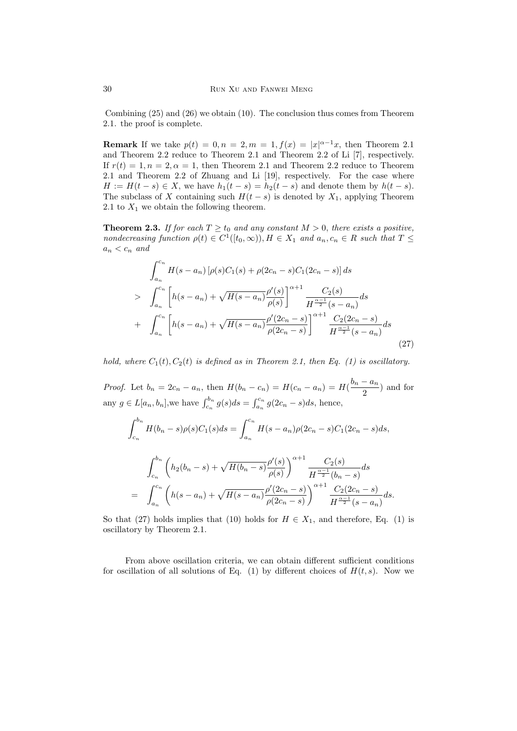Combining (25) and (26) we obtain (10). The conclusion thus comes from Theorem 2.1. the proof is complete.

**Remark** If we take $p(t) = 0, n = 2, m = 1, f(x) = |x|^{\alpha-1}x$, then Theorem 2.1 and Theorem 2.2 reduce to Theorem 2.1 and Theorem 2.2 of Li [7], respectively. If $r(t) = 1, n = 2, \alpha = 1$, then Theorem 2.1 and Theorem 2.2 reduce to Theorem 2.1 and Theorem 2.2 of Zhuang and Li [19], respectively. For the case where $H := H(t-s) \in X$, we have $h_1(t-s) = h_2(t-s)$ and denote them by $h(t-s)$. The subclass of $X$ containing such $H(t-s)$ is denoted by $X_1$, applying Theorem 2.1 to $X_1$ we obtain the following theorem.

**Theorem 2.3.** *If for each $T \geq t_0$ and any constant $M > 0$, there exists a positive, nondecreasing function $\rho(t) \in C^1([t_0, \infty)), H \in X_1$ and $a_n, c_n \in R$ such that $T \leq a_n < c_n$ and*

$$
\begin{aligned}
& \int_{a_n}^{c_n} H(s-a_n)\left[\rho(s)C_1(s) + \rho(2c_n - s)C_1(2c_n - s)\right] ds \\
> & \int_{a_n}^{c_n} \left[h(s-a_n) + \sqrt{H(s-a_n)}\frac{\rho'(s)}{\rho(s)}\right]^{\alpha+1} \frac{C_2(s)}{H^{\frac{\alpha-1}{2}}(s-a_n)} ds \\
+ & \int_{a_n}^{c_n} \left[h(s-a_n) + \sqrt{H(s-a_n)}\frac{\rho'(2c_n-s)}{\rho(2c_n-s)}\right]^{\alpha+1} \frac{C_2(2c_n-s)}{H^{\frac{\alpha-1}{2}}(s-a_n)} ds
\end{aligned}
\tag{27}
$$

*hold, where $C_1(t), C_2(t)$ is defined as in Theorem 2.1, then Eq. (1) is oscillatory.*

*Proof.* Let $b_n = 2c_n - a_n$, then $H(b_n - c_n) = H(c_n - a_n) = H(\frac{b_n - a_n}{2})$ and for any $g \in L[a_n, b_n]$,we have $\int_{c_n}^{b_n} g(s)ds = \int_{a_n}^{c_n} g(2c_n - s)ds$, hence,

$$
\int_{c_n}^{b_n} H(b_n - s)\rho(s)C_1(s)ds = \int_{a_n}^{c_n} H(s-a_n)\rho(2c_n - s)C_1(2c_n - s)ds,
$$

$$
\begin{aligned}
& \int_{c_n}^{b_n} \left(h_2(b_n - s) + \sqrt{H(b_n - s)}\frac{\rho'(s)}{\rho(s)}\right)^{\alpha+1} \frac{C_2(s)}{H^{\frac{\alpha-1}{2}}(b_n - s)} ds \\
= & \int_{a_n}^{c_n} \left(h(s-a_n) + \sqrt{H(s-a_n)}\frac{\rho'(2c_n-s)}{\rho(2c_n-s)}\right)^{\alpha+1} \frac{C_2(2c_n-s)}{H^{\frac{\alpha-1}{2}}(s-a_n)} ds.
\end{aligned}
$$

So that (27) holds implies that (10) holds for $H \in X_1$, and therefore, Eq. (1) is oscillatory by Theorem 2.1.

From above oscillation criteria, we can obtain different sufficient conditions for oscillation of all solutions of Eq. (1) by different choices of $H(t,s)$. Now we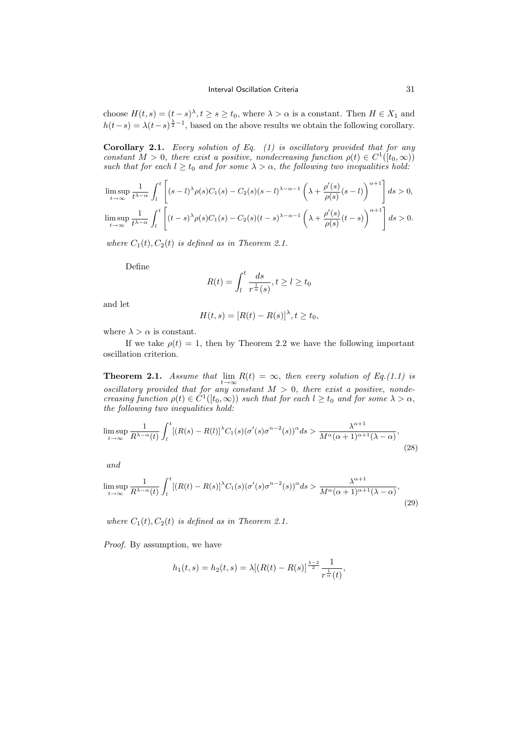choose $H(t,s) = (t-s)^{\lambda}, t \geq s \geq t_0$, where $\lambda > \alpha$ is a constant. Then $H \in X_1$ and $h(t-s) = \lambda(t-s)^{\frac{\lambda}{2}-1}$, based on the above results we obtain the following corollary.

**Corollary 2.1.** *Every solution of Eq. (1) is oscillatory provided that for any constant $M > 0$, there exist a positive, nondecreasing function $\rho(t) \in C^1([t_0, \infty))$ such that for each $l \geq t_0$ and for some $\lambda > \alpha$, the following two inequalities hold:*

$$\limsup_{t\to\infty} \frac{1}{t^{\lambda-\alpha}} \int_l^t \left[ (s-l)^{\lambda} \rho(s) C_1(s) - C_2(s)(s-l)^{\lambda-\alpha-1} \left( \lambda + \frac{\rho'(s)}{\rho(s)}(s-l) \right)^{\alpha+1} \right] ds > 0,$$

$$\limsup_{t\to\infty} \frac{1}{t^{\lambda-\alpha}} \int_l^t \left[ (t-s)^{\lambda} \rho(s) C_1(s) - C_2(s)(t-s)^{\lambda-\alpha-1} \left( \lambda + \frac{\rho'(s)}{\rho(s)}(t-s) \right)^{\alpha+1} \right] ds > 0.$$

*where $C_1(t), C_2(t)$ is defined as in Theorem 2.1.*

Define

$$R(t) = \int_l^t \frac{ds}{r^{\frac{1}{\alpha}}(s)}, t \geq l \geq t_0$$

and let

$$H(t,s) = [R(t) - R(s)]^{\lambda}, t \geq t_0,$$

where $\lambda > \alpha$ is constant.

If we take $\rho(t) = 1$, then by Theorem 2.2 we have the following important oscillation criterion.

**Theorem 2.1.** *Assume that $\lim_{t\to\infty} R(t) = \infty$, then every solution of Eq.(1.1) is oscillatory provided that for any constant $M > 0$, there exist a positive, nondecreasing function $\rho(t) \in C^1([t_0, \infty))$ such that for each $l \geq t_0$ and for some $\lambda > \alpha$, the following two inequalities hold:*

$$\limsup_{t\to\infty} \frac{1}{R^{\lambda-\alpha}(t)} \int_l^t [(R(s) - R(l)]^{\lambda} C_1(s)(\sigma'(s)\sigma^{n-2}(s))^{\alpha} ds > \frac{\lambda^{\alpha+1}}{M^{\alpha}(\alpha+1)^{\alpha+1}(\lambda-\alpha)}, \tag{28}$$

*and*

$$\limsup_{t\to\infty} \frac{1}{R^{\lambda-\alpha}(t)} \int_l^t [(R(t) - R(s)]^{\lambda} C_1(s)(\sigma'(s)\sigma^{n-2}(s))^{\alpha} ds > \frac{\lambda^{\alpha+1}}{M^{\alpha}(\alpha+1)^{\alpha+1}(\lambda-\alpha)}, \tag{29}$$

*where $C_1(t), C_2(t)$ is defined as in Theorem 2.1.*

*Proof.* By assumption, we have

$$h_1(t,s) = h_2(t,s) = \lambda[(R(t) - R(s)]^{\frac{\lambda-2}{2}} \frac{1}{r^{\frac{1}{\alpha}}(t)},$$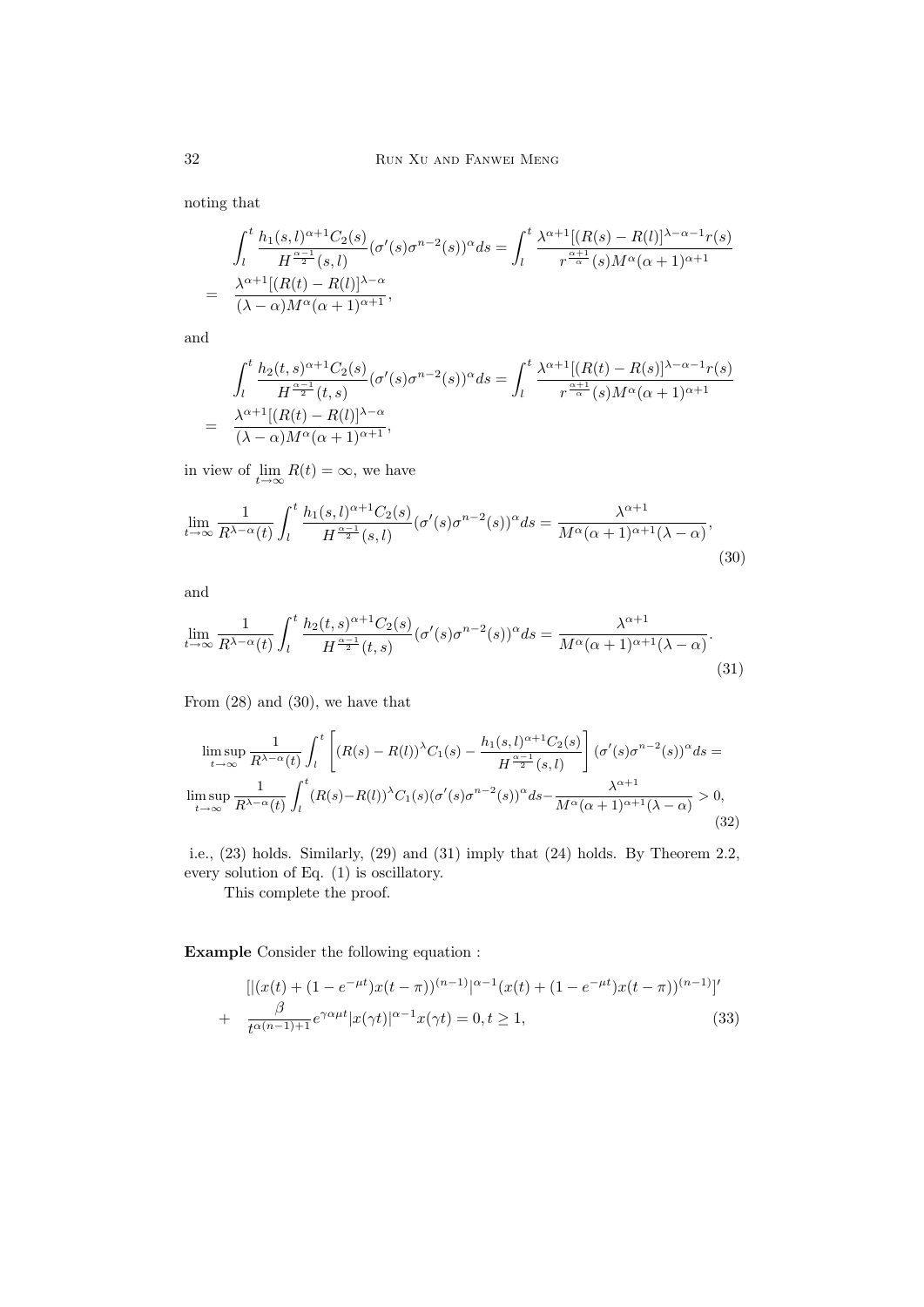noting that

$$
\begin{aligned}
&\int_l^t \frac{h_1(s,l)^{\alpha+1}C_2(s)}{H^{\frac{\alpha-1}{2}}(s,l)}(\sigma'(s)\sigma^{n-2}(s))^\alpha ds = \int_l^t \frac{\lambda^{\alpha+1}[(R(s)-R(l)]^{\lambda-\alpha-1}r(s)}{r^{\frac{\alpha+1}{\alpha}}(s)M^\alpha(\alpha+1)^{\alpha+1}} \\
= \ & \frac{\lambda^{\alpha+1}[(R(t)-R(l)]^{\lambda-\alpha}}{(\lambda-\alpha)M^\alpha(\alpha+1)^{\alpha+1}},
\end{aligned}
$$

and

$$
\begin{aligned}
&\int_l^t \frac{h_2(t,s)^{\alpha+1}C_2(s)}{H^{\frac{\alpha-1}{2}}(t,s)}(\sigma'(s)\sigma^{n-2}(s))^\alpha ds = \int_l^t \frac{\lambda^{\alpha+1}[(R(t)-R(s)]^{\lambda-\alpha-1}r(s)}{r^{\frac{\alpha+1}{\alpha}}(s)M^\alpha(\alpha+1)^{\alpha+1}} \\
= \ & \frac{\lambda^{\alpha+1}[(R(t)-R(l)]^{\lambda-\alpha}}{(\lambda-\alpha)M^\alpha(\alpha+1)^{\alpha+1}},
\end{aligned}
$$

in view of $\lim_{t\to\infty} R(t) = \infty$, we have

$$
\lim_{t\to\infty} \frac{1}{R^{\lambda-\alpha}(t)} \int_l^t \frac{h_1(s,l)^{\alpha+1}C_2(s)}{H^{\frac{\alpha-1}{2}}(s,l)}(\sigma'(s)\sigma^{n-2}(s))^\alpha ds = \frac{\lambda^{\alpha+1}}{M^\alpha(\alpha+1)^{\alpha+1}(\lambda-\alpha)}, \tag{30}
$$

and

$$
\lim_{t\to\infty} \frac{1}{R^{\lambda-\alpha}(t)} \int_l^t \frac{h_2(t,s)^{\alpha+1}C_2(s)}{H^{\frac{\alpha-1}{2}}(t,s)}(\sigma'(s)\sigma^{n-2}(s))^\alpha ds = \frac{\lambda^{\alpha+1}}{M^\alpha(\alpha+1)^{\alpha+1}(\lambda-\alpha)}. \tag{31}
$$

From (28) and (30), we have that

$$
\begin{aligned}
&\limsup_{t\to\infty} \frac{1}{R^{\lambda-\alpha}(t)} \int_l^t \left[(R(s)-R(l))^\lambda C_1(s) - \frac{h_1(s,l)^{\alpha+1}C_2(s)}{H^{\frac{\alpha-1}{2}}(s,l)}\right](\sigma'(s)\sigma^{n-2}(s))^\alpha ds = \\
&\limsup_{t\to\infty} \frac{1}{R^{\lambda-\alpha}(t)} \int_l^t (R(s)-R(l))^\lambda C_1(s)(\sigma'(s)\sigma^{n-2}(s))^\alpha ds - \frac{\lambda^{\alpha+1}}{M^\alpha(\alpha+1)^{\alpha+1}(\lambda-\alpha)} > 0,
\end{aligned} \tag{32}
$$

i.e., (23) holds. Similarly, (29) and (31) imply that (24) holds. By Theorem 2.2, every solution of Eq. (1) is oscillatory.

This complete the proof.

**Example** Consider the following equation :

$$
\begin{aligned}
&[|(x(t)+(1-e^{-\mu t})x(t-\pi))^{(n-1)}|^{\alpha-1}(x(t)+(1-e^{-\mu t})x(t-\pi))^{(n-1)}]' \\
+ \ & \frac{\beta}{t^{\alpha(n-1)+1}} e^{\gamma\alpha\mu t}|x(\gamma t)|^{\alpha-1}x(\gamma t) = 0, t \ge 1,
\end{aligned} \tag{33}
$$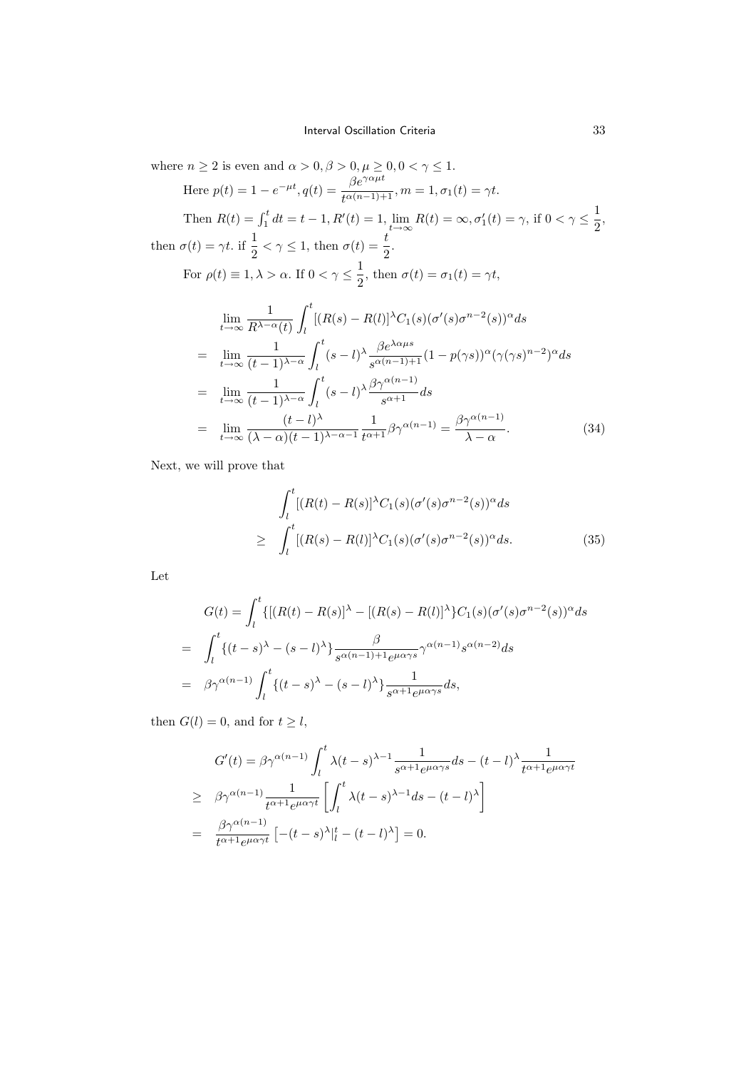where $n \geq 2$ is even and $\alpha > 0, \beta > 0, \mu \geq 0, 0 < \gamma \leq 1$.

Here $p(t) = 1 - e^{-\mu t}, q(t) = \dfrac{\beta e^{\gamma\alpha\mu t}}{t^{\alpha(n-1)+1}}, m = 1, \sigma_1(t) = \gamma t$.

Then $R(t) = \int_1^t dt = t - 1, R'(t) = 1, \lim_{t\to\infty} R(t) = \infty, \sigma_1'(t) = \gamma$, if $0 < \gamma \leq \dfrac{1}{2}$, then $\sigma(t) = \gamma t$. if $\dfrac{1}{2} < \gamma \leq 1$, then $\sigma(t) = \dfrac{t}{2}$.

For $\rho(t) \equiv 1, \lambda > \alpha$. If $0 < \gamma \leq \dfrac{1}{2}$, then $\sigma(t) = \sigma_1(t) = \gamma t$,

$$
\begin{aligned}
& \lim_{t\to\infty} \frac{1}{R^{\lambda-\alpha}(t)} \int_l^t [(R(s) - R(l)]^\lambda C_1(s)(\sigma'(s)\sigma^{n-2}(s))^\alpha ds \\
= \quad & \lim_{t\to\infty} \frac{1}{(t-1)^{\lambda-\alpha}} \int_l^t (s-l)^\lambda \frac{\beta e^{\lambda\alpha\mu s}}{s^{\alpha(n-1)+1}} (1 - p(\gamma s))^\alpha (\gamma(\gamma s)^{n-2})^\alpha ds \\
= \quad & \lim_{t\to\infty} \frac{1}{(t-1)^{\lambda-\alpha}} \int_l^t (s-l)^\lambda \frac{\beta\gamma^{\alpha(n-1)}}{s^{\alpha+1}} ds \\
= \quad & \lim_{t\to\infty} \frac{(t-l)^\lambda}{(\lambda-\alpha)(t-1)^{\lambda-\alpha-1}} \frac{1}{t^{\alpha+1}} \beta\gamma^{\alpha(n-1)} = \frac{\beta\gamma^{\alpha(n-1)}}{\lambda-\alpha}. \qquad (34)
\end{aligned}
$$

Next, we will prove that

$$
\begin{aligned}
& \int_l^t [(R(t) - R(s)]^\lambda C_1(s)(\sigma'(s)\sigma^{n-2}(s))^\alpha ds \\
\geq \quad & \int_l^t [(R(s) - R(l)]^\lambda C_1(s)(\sigma'(s)\sigma^{n-2}(s))^\alpha ds. \qquad (35)
\end{aligned}
$$

Let

$$
\begin{aligned}
& G(t) = \int_l^t \{[(R(t) - R(s)]^\lambda - [(R(s) - R(l)]^\lambda\} C_1(s)(\sigma'(s)\sigma^{n-2}(s))^\alpha ds \\
= \quad & \int_l^t \{(t-s)^\lambda - (s-l)^\lambda\} \frac{\beta}{s^{\alpha(n-1)+1} e^{\mu\alpha\gamma s}} \gamma^{\alpha(n-1)} s^{\alpha(n-2)} ds \\
= \quad & \beta\gamma^{\alpha(n-1)} \int_l^t \{(t-s)^\lambda - (s-l)^\lambda\} \frac{1}{s^{\alpha+1} e^{\mu\alpha\gamma s}} ds,
\end{aligned}
$$

then $G(l) = 0$, and for $t \geq l$,

$$
\begin{aligned}
& G'(t) = \beta\gamma^{\alpha(n-1)} \int_l^t \lambda(t-s)^{\lambda-1} \frac{1}{s^{\alpha+1} e^{\mu\alpha\gamma s}} ds - (t-l)^\lambda \frac{1}{t^{\alpha+1} e^{\mu\alpha\gamma t}} \\
\geq \quad & \beta\gamma^{\alpha(n-1)} \frac{1}{t^{\alpha+1} e^{\mu\alpha\gamma t}} \left[ \int_l^t \lambda(t-s)^{\lambda-1} ds - (t-l)^\lambda \right] \\
= \quad & \frac{\beta\gamma^{\alpha(n-1)}}{t^{\alpha+1} e^{\mu\alpha\gamma t}} \left[ -(t-s)^\lambda|_l^t - (t-l)^\lambda \right] = 0.
\end{aligned}
$$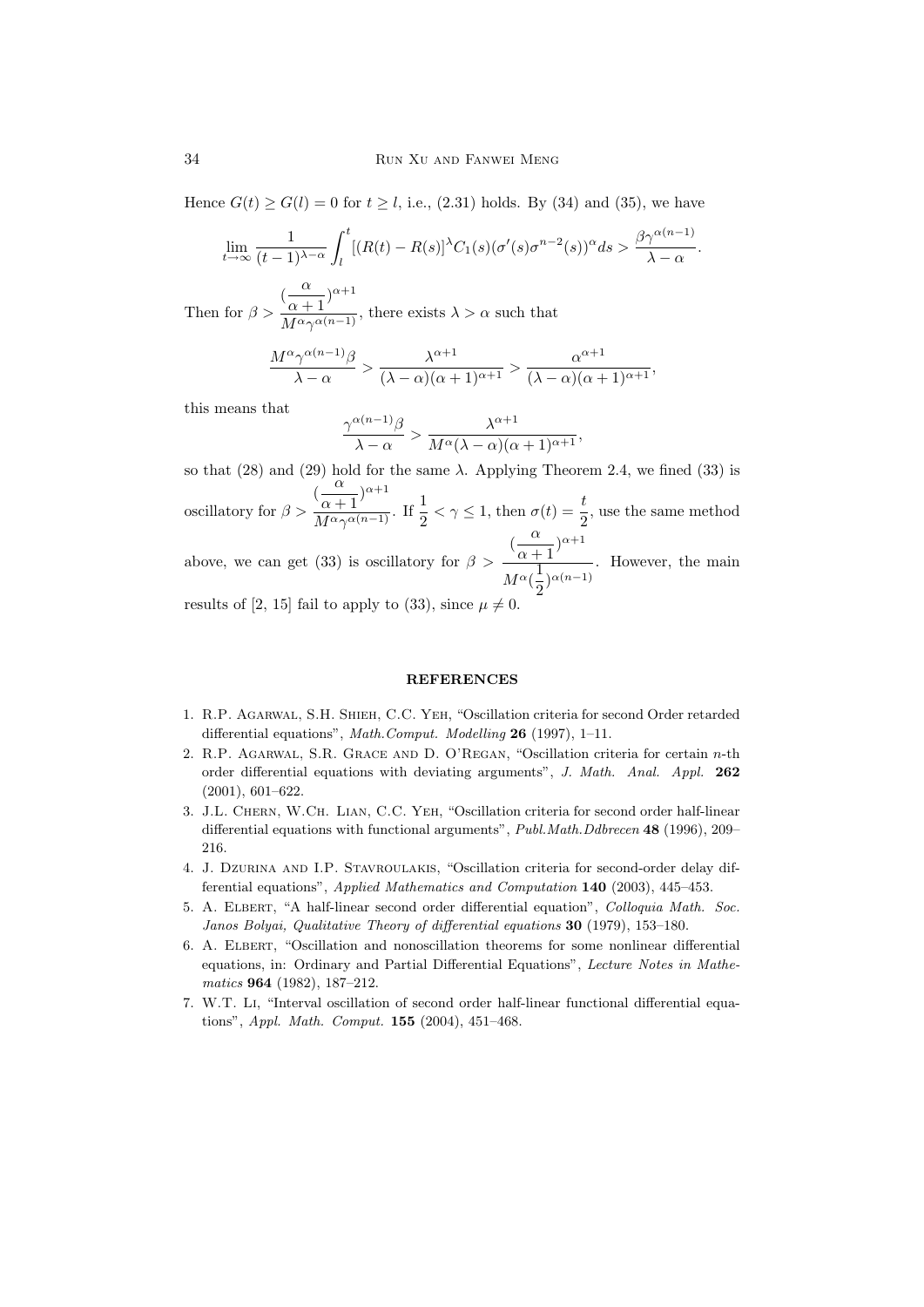Hence $G(t) \geq G(l) = 0$ for $t \geq l$, i.e., (2.31) holds. By (34) and (35), we have

$$\lim_{t\to\infty} \frac{1}{(t-1)^{\lambda-\alpha}} \int_l^t [(R(t)-R(s)]^\lambda C_1(s)(\sigma'(s)\sigma^{n-2}(s))^\alpha ds > \frac{\beta\gamma^{\alpha(n-1)}}{\lambda-\alpha}.$$

Then for $\beta > \dfrac{(\frac{\alpha}{\alpha+1})^{\alpha+1}}{M^\alpha\gamma^{\alpha(n-1)}}$, there exists $\lambda > \alpha$ such that

$$\frac{M^\alpha\gamma^{\alpha(n-1)}\beta}{\lambda-\alpha} > \frac{\lambda^{\alpha+1}}{(\lambda-\alpha)(\alpha+1)^{\alpha+1}} > \frac{\alpha^{\alpha+1}}{(\lambda-\alpha)(\alpha+1)^{\alpha+1}},$$

this means that

$$\frac{\gamma^{\alpha(n-1)}\beta}{\lambda-\alpha} > \frac{\lambda^{\alpha+1}}{M^\alpha(\lambda-\alpha)(\alpha+1)^{\alpha+1}},$$

so that (28) and (29) hold for the same $\lambda$. Applying Theorem 2.4, we fined (33) is oscillatory for $\beta > \dfrac{(\frac{\alpha}{\alpha+1})^{\alpha+1}}{M^\alpha\gamma^{\alpha(n-1)}}$. If $\frac{1}{2} < \gamma \leq 1$, then $\sigma(t) = \frac{t}{2}$, use the same method above, we can get (33) is oscillatory for $\beta > \dfrac{(\frac{\alpha}{\alpha+1})^{\alpha+1}}{M^\alpha(\frac{1}{2})^{\alpha(n-1)}}$. However, the main results of [2, 15] fail to apply to (33), since $\mu \neq 0$.

## REFERENCES

1. R.P. Agarwal, S.H. Shieh, C.C. Yeh, "Oscillation criteria for second Order retarded differential equations", *Math.Comput. Modelling* **26** (1997), 1–11.
2. R.P. Agarwal, S.R. Grace and D. O'Regan, "Oscillation criteria for certain $n$-th order differential equations with deviating arguments", *J. Math. Anal. Appl.* **262** (2001), 601–622.
3. J.L. Chern, W.Ch. Lian, C.C. Yeh, "Oscillation criteria for second order half-linear differential equations with functional arguments", *Publ.Math.Ddbrecen* **48** (1996), 209–216.
4. J. Dzurina and I.P. Stavroulakis, "Oscillation criteria for second-order delay differential equations", *Applied Mathematics and Computation* **140** (2003), 445–453.
5. A. Elbert, "A half-linear second order differential equation", *Colloquia Math. Soc. Janos Bolyai, Qualitative Theory of differential equations* **30** (1979), 153–180.
6. A. Elbert, "Oscillation and nonoscillation theorems for some nonlinear differential equations, in: Ordinary and Partial Differential Equations", *Lecture Notes in Mathematics* **964** (1982), 187–212.
7. W.T. Li, "Interval oscillation of second order half-linear functional differential equations", *Appl. Math. Comput.* **155** (2004), 451–468.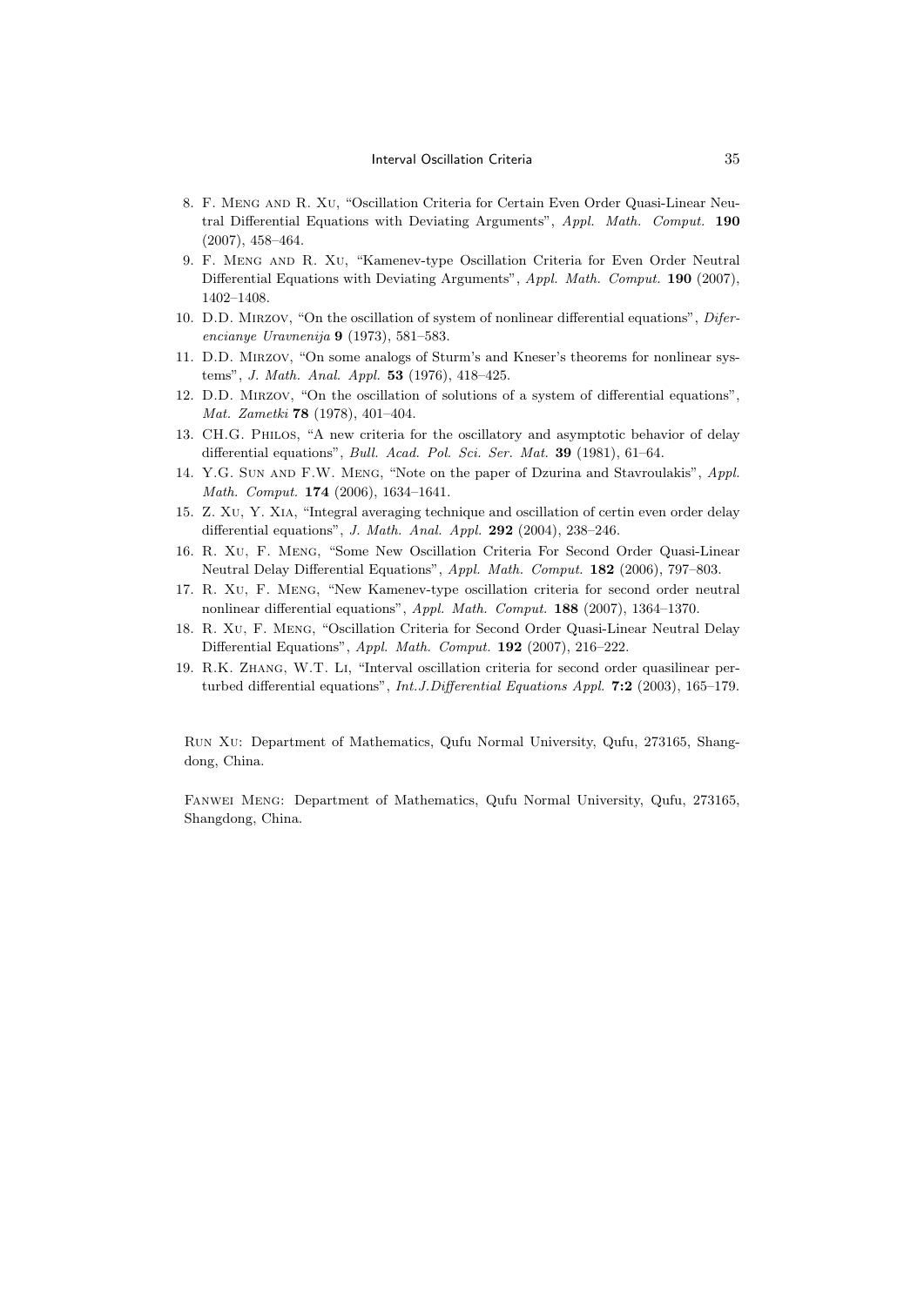8. F. Meng and R. Xu, "Oscillation Criteria for Certain Even Order Quasi-Linear Neutral Differential Equations with Deviating Arguments", *Appl. Math. Comput.* **190** (2007), 458–464.
9. F. Meng and R. Xu, "Kamenev-type Oscillation Criteria for Even Order Neutral Differential Equations with Deviating Arguments", *Appl. Math. Comput.* **190** (2007), 1402–1408.
10. D.D. Mirzov, "On the oscillation of system of nonlinear differential equations", *Diferencianye Uravnenija* **9** (1973), 581–583.
11. D.D. Mirzov, "On some analogs of Sturm's and Kneser's theorems for nonlinear systems", *J. Math. Anal. Appl.* **53** (1976), 418–425.
12. D.D. Mirzov, "On the oscillation of solutions of a system of differential equations", *Mat. Zametki* **78** (1978), 401–404.
13. CH.G. Philos, "A new criteria for the oscillatory and asymptotic behavior of delay differential equations", *Bull. Acad. Pol. Sci. Ser. Mat.* **39** (1981), 61–64.
14. Y.G. Sun and F.W. Meng, "Note on the paper of Dzurina and Stavroulakis", *Appl. Math. Comput.* **174** (2006), 1634–1641.
15. Z. Xu, Y. Xia, "Integral averaging technique and oscillation of certin even order delay differential equations", *J. Math. Anal. Appl.* **292** (2004), 238–246.
16. R. Xu, F. Meng, "Some New Oscillation Criteria For Second Order Quasi-Linear Neutral Delay Differential Equations", *Appl. Math. Comput.* **182** (2006), 797–803.
17. R. Xu, F. Meng, "New Kamenev-type oscillation criteria for second order neutral nonlinear differential equations", *Appl. Math. Comput.* **188** (2007), 1364–1370.
18. R. Xu, F. Meng, "Oscillation Criteria for Second Order Quasi-Linear Neutral Delay Differential Equations", *Appl. Math. Comput.* **192** (2007), 216–222.
19. R.K. Zhang, W.T. Li, "Interval oscillation criteria for second order quasilinear perturbed differential equations", *Int.J.Differential Equations Appl.* **7:2** (2003), 165–179.

Run Xu: Department of Mathematics, Qufu Normal University, Qufu, 273165, Shangdong, China.

Fanwei Meng: Department of Mathematics, Qufu Normal University, Qufu, 273165, Shangdong, China.